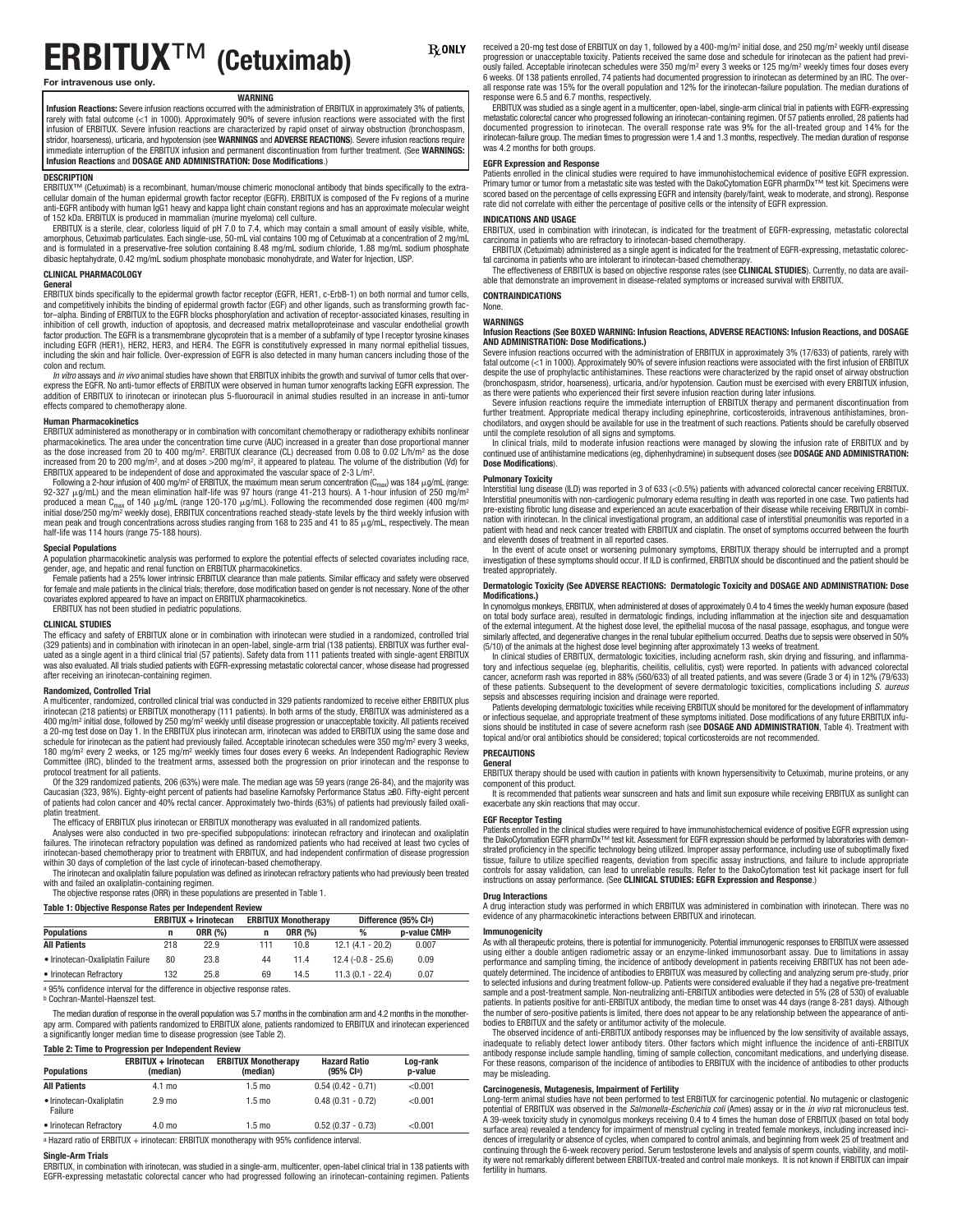# ERBITUX™ (Cetuximab)

℞ ONLY

**For intravenous use only.**

**WARNING**

**Infusion Reactions:** Severe infusion reactions occurred with the administration of ERBITUX in approximately 3% of patients, rarely with fatal outcome (<1 in 1000). Approximately 90% of severe infusion reactions were associated with the first infusion of ERBITUX. Severe infusion reactions are characterized by rapid onset of airway obstruction (bronchospasm, stridor, hoarseness), urticaria, and hypotension (see **WARNINGS** and **ADVERSE REACTIONS**). Severe infusion reactions require immediate interruption of the ERBITUX infusion and permanent discontinuation from further treatment. (See **WARNINGS: Infusion Reactions** and **DOSAGE AND ADMINISTRATION: Dose Modifications**.)

## DESCRIPTION

ERBITUX™ (Cetuximab) is a recombinant, human/mouse chimeric monoclonal antibody that binds specifically to the extracellular domain of the human epidermal growth factor receptor (EGFR). ERBITUX is composed of the Fv regions of a murine anti-EGFR antibody with human IgG1 heavy and kappa light chain constant regions and has an approximate molecular weight of 152 kDa. ERBITUX is produced in mammalian (murine myeloma) cell culture.

ERBITUX is a sterile, clear, colorless liquid of pH 7.0 to 7.4, which may contain a small amount of easily visible, white, amorphous, Cetuximab particulates. Each single-use, 50-mL vial contains 100 mg of Cetuximab at a concentration of 2 mg/mL and is formulated in a preservative-free solution containing 8.48 mg/mL sodium chloride, 1.88 mg/mL sodium phosphate dibasic heptahydrate, 0.42 mg/mL sodium phosphate monobasic monohydrate, and Water for Injection, USP.

## CLINICAL PHARMACOLOGY

### General

ERBITUX binds specifically to the epidermal growth factor receptor (EGFR, HER1, c-ErbB-1) on both normal and tumor cells, and competitively inhibits the binding of epidermal growth factor (EGF) and other ligands, such as transforming growth factor–alpha. Binding of ERBITUX to the EGFR blocks phosphorylation and activation of receptor-associated kinases, resulting in inhibition of cell growth, induction of apoptosis, and decreased matrix metalloproteinase and vascular endothelial growth factor production. The EGFR is a transmembrane glycoprotein that is a member of a subfamily of type I receptor tyrosine kinases including EGFR (HER1), HER2, HER3, and HER4. The EGFR is constitutively expressed in many normal epithelial tissues, including the skin and hair follicle. Over-expression of EGFR is also detected in many human cancers including those of the colon and rectum.

*In vitro* assays and *in vivo* animal studies have shown that ERBITUX inhibits the growth and survival of tumor cells that over-express the EGFR. No anti-tumor effects of ERBITUX were observed in human tumor xenografts lacking EGFR expression. The addition of ERBITUX to irinotecan or irinotecan plus 5-fluorouracil in animal studies resulted in an increase in anti-tumor effects compared to chemotherapy alone.

### Human Pharmacokinetics

ERBITUX administered as monotherapy or in combination with concomitant chemotherapy or radiotherapy exhibits nonlinear pharmacokinetics. The area under the concentration time curve (AUC) increased in a greater than dose proportional manner as the dose increased from 20 to 400 mg/m². ERBITUX clearance (CL) decreased from 0.08 to 0.02 L/h/m² as the dose increased from 20 to 200 mg/m², and at doses >200 mg/m², it appeared to plateau. The volume of the distribution (Vd) for ERBITUX appeared to be independent of dose and approximated the vascular space of 2-3 L/m².

Following a 2-hour infusion of 400 mg/m² of ERBITUX, the maximum mean serum concentration ($C_{max}$) was 184 µg/mL (range: 92-327 µg/mL) and the mean elimination half-life was 97 hours (range 41-213 hours). A 1-hour infusion of 250 mg/m² produced a mean $C_{max}$ of 140 µg/mL (range 120-170 µg/mL). Following the recommended dose regimen (400 mg/m² initial dose/250 mg/m² weekly dose), ERBITUX concentrations reached steady-state levels by the third weekly infusion with mean peak and trough concentrations across studies ranging from 168 to 235 and 41 to 85 µg/mL, respectively. The mean half-life was 114 hours (range 75-188 hours).

### Special Populations

A population pharmacokinetic analysis was performed to explore the potential effects of selected covariates including race, gender, age, and hepatic and renal function on ERBITUX pharmacokinetics.

Female patients had a 25% lower intrinsic ERBITUX clearance than male patients. Similar efficacy and safety were observed for female and male patients in the clinical trials; therefore, dose modification based on gender is not necessary. None of the other covariates explored appeared to have an impact on ERBITUX pharmacokinetics.

ERBITUX has not been studied in pediatric populations.

## CLINICAL STUDIES

The efficacy and safety of ERBITUX alone or in combination with irinotecan were studied in a randomized, controlled trial (329 patients) and in combination with irinotecan in an open-label, single-arm trial (138 patients). ERBITUX was further evaluated as a single agent in a third clinical trial (57 patients). Safety data from 111 patients treated with single-agent ERBITUX was also evaluated. All trials studied patients with EGFR-expressing metastatic colorectal cancer, whose disease had progressed after receiving an irinotecan-containing regimen.

### Randomized, Controlled Trial

A multicenter, randomized, controlled clinical trial was conducted in 329 patients randomized to receive either ERBITUX plus irinotecan (218 patients) or ERBITUX monotherapy (111 patients). In both arms of the study, ERBITUX was administered as a 400 mg/m² initial dose, followed by 250 mg/m² weekly until disease progression or unacceptable toxicity. All patients received a 20-mg test dose on Day 1. In the ERBITUX plus irinotecan arm, irinotecan was added to ERBITUX using the same dose and schedule for irinotecan as the patient had previously failed. Acceptable irinotecan schedules were 350 mg/m² every 3 weeks, 180 mg/m² every 2 weeks, or 125 mg/m² weekly times four doses every 6 weeks. An Independent Radiographic Review Committee (IRC), blinded to the treatment arms, assessed both the progression on prior irinotecan and the response to protocol treatment for all patients.

Of the 329 randomized patients, 206 (63%) were male. The median age was 59 years (range 26-84), and the majority was Caucasian (323, 98%). Eighty-eight percent of patients had baseline Karnofsky Performance Status ≥80. Fifty-eight percent of patients had colon cancer and 40% rectal cancer. Approximately two-thirds (63%) of patients had previously failed oxaliplatin treatment.

The efficacy of ERBITUX plus irinotecan or ERBITUX monotherapy was evaluated in all randomized patients.

Analyses were also conducted in two pre-specified subpopulations: irinotecan refractory and irinotecan and oxaliplatin failures. The irinotecan refractory population was defined as randomized patients who had received at least two cycles of irinotecan-based chemotherapy prior to treatment with ERBITUX, and had independent confirmation of disease progression within 30 days of completion of the last cycle of irinotecan-based chemotherapy.

The irinotecan and oxaliplatin failure population was defined as irinotecan refractory patients who had previously been treated with and failed an oxaliplatin-containing regimen.

The objective response rates (ORR) in these populations are presented in Table 1.

**Table 1: Objective Response Rates per Independent Review**

| | ERBITUX + Irinotecan | | ERBITUX Monotherapy | | Difference (95% CI[a]) | |
|---|---|---|---|---|---|---|
| **Populations** | **n** | **ORR (%)** | **n** | **ORR (%)** | **%** | **p-value CMH[b]** |
| **All Patients** | 218 | 22.9 | 111 | 10.8 | 12.1 (4.1 - 20.2) | 0.007 |
| • Irinotecan-Oxaliplatin Failure | 80 | 23.8 | 44 | 11.4 | 12.4 (-0.8 - 25.6) | 0.09 |
| • Irinotecan Refractory | 132 | 25.8 | 69 | 14.5 | 11.3 (0.1 - 22.4) | 0.07 |

[a] 95% confidence interval for the difference in objective response rates.
[b] Cochran-Mantel-Haenszel test.

The median duration of response in the overall population was 5.7 months in the combination arm and 4.2 months in the monotherapy arm. Compared with patients randomized to ERBITUX alone, patients randomized to ERBITUX and irinotecan experienced a significantly longer median time to disease progression (see Table 2).

**Table 2: Time to Progression per Independent Review**

| Populations | ERBITUX + Irinotecan (median) | ERBITUX Monotherapy (median) | Hazard Ratio (95% CI[a]) | Log-rank p-value |
|---|---|---|---|---|
| **All Patients** | 4.1 mo | 1.5 mo | 0.54 (0.42 - 0.71) | <0.001 |
| • Irinotecan-Oxaliplatin Failure | 2.9 mo | 1.5 mo | 0.48 (0.31 - 0.72) | <0.001 |
| • Irinotecan Refractory | 4.0 mo | 1.5 mo | 0.52 (0.37 - 0.73) | <0.001 |

[a] Hazard ratio of ERBITUX + irinotecan: ERBITUX monotherapy with 95% confidence interval.

### Single-Arm Trials

ERBITUX, in combination with irinotecan, was studied in a single-arm, multicenter, open-label clinical trial in 138 patients with EGFR-expressing metastatic colorectal cancer who had progressed following an irinotecan-containing regimen. Patients received a 20-mg test dose of ERBITUX on day 1, followed by a 400-mg/m² initial dose, and 250 mg/m² weekly until disease progression or unacceptable toxicity. Patients received the same dose and schedule for irinotecan as the patient had previously failed. Acceptable irinotecan schedules were 350 mg/m² every 3 weeks or 125 mg/m² weekly times four doses every 6 weeks. Of 138 patients enrolled, 74 patients had documented progression to irinotecan as determined by an IRC. The overall response rate was 15% for the overall population and 12% for the irinotecan-failure population. The median durations of response were 6.5 and 6.7 months, respectively.

ERBITUX was studied as a single agent in a multicenter, open-label, single-arm clinical trial in patients with EGFR-expressing metastatic colorectal cancer who progressed following an irinotecan-containing regimen. Of 57 patients enrolled, 28 patients had documented progression to irinotecan. The overall response rate was 9% for the all-treated group and 14% for the irinotecan-failure group. The median times to progression were 1.4 and 1.3 months, respectively. The median duration of response was 4.2 months for both groups.

### EGFR Expression and Response

Patients enrolled in the clinical studies were required to have immunohistochemical evidence of positive EGFR expression. Primary tumor or tumor from a metastatic site was tested with the DakoCytomation EGFR pharmDx™ test kit. Specimens were scored based on the percentage of cells expressing EGFR and intensity (barely/faint, weak to moderate, and strong). Response rate did not correlate with either the percentage of positive cells or the intensity of EGFR expression.

## INDICATIONS AND USAGE

ERBITUX, used in combination with irinotecan, is indicated for the treatment of EGFR-expressing, metastatic colorectal carcinoma in patients who are refractory to irinotecan-based chemotherapy.

ERBITUX (Cetuximab) administered as a single agent is indicated for the treatment of EGFR-expressing, metastatic colorectal carcinoma in patients who are intolerant to irinotecan-based chemotherapy.

The effectiveness of ERBITUX is based on objective response rates (see **CLINICAL STUDIES**). Currently, no data are available that demonstrate an improvement in disease-related symptoms or increased survival with ERBITUX.

## CONTRAINDICATIONS

None.

## WARNINGS

### Infusion Reactions (See BOXED WARNING: Infusion Reactions, ADVERSE REACTIONS: Infusion Reactions, and DOSAGE AND ADMINISTRATION: Dose Modifications.)

Severe infusion reactions occurred with the administration of ERBITUX in approximately 3% (17/633) of patients, rarely with fatal outcome (<1 in 1000). Approximately 90% of severe infusion reactions were associated with the first infusion of ERBITUX despite the use of prophylactic antihistamines. These reactions were characterized by the rapid onset of airway obstruction (bronchospasm, stridor, hoarseness), urticaria, and/or hypotension. Caution must be exercised with every ERBITUX infusion, as there were patients who experienced their first severe infusion reaction during later infusions.

Severe infusion reactions require the immediate interruption of ERBITUX therapy and permanent discontinuation from further treatment. Appropriate medical therapy including epinephrine, corticosteroids, intravenous antihistamines, bronchodilators, and oxygen should be available for use in the treatment of such reactions. Patients should be carefully observed until the complete resolution of all signs and symptoms.

In clinical trials, mild to moderate infusion reactions were managed by slowing the infusion rate of ERBITUX and by continued use of antihistamine medications (eg, diphenhydramine) in subsequent doses (see **DOSAGE AND ADMINISTRATION: Dose Modifications**).

### Pulmonary Toxicity

Interstitial lung disease (ILD) was reported in 3 of 633 (<0.5%) patients with advanced colorectal cancer receiving ERBITUX. Interstitial pneumonitis with non-cardiogenic pulmonary edema resulting in death was reported in one case. Two patients had pre-existing fibrotic lung disease and experienced an acute exacerbation of their disease while receiving ERBITUX in combination with irinotecan. In the clinical investigational program, an additional case of interstitial pneumonitis was reported in a patient with head and neck cancer treated with ERBITUX and cisplatin. The onset of symptoms occurred between the fourth and eleventh doses of treatment in all reported cases.

In the event of acute onset or worsening pulmonary symptoms, ERBITUX therapy should be interrupted and a prompt investigation of these symptoms should occur. If ILD is confirmed, ERBITUX should be discontinued and the patient should be treated appropriately.

### Dermatologic Toxicity (See ADVERSE REACTIONS: Dermatologic Toxicity and DOSAGE AND ADMINISTRATION: Dose Modifications.)

In cynomolgus monkeys, ERBITUX, when administered at doses of approximately 0.4 to 4 times the weekly human exposure (based on total body surface area), resulted in dermatologic findings, including inflammation at the injection site and desquamation of the external integument. At the highest dose level, the epithelial mucosa of the nasal passage, esophagus, and tongue were similarly affected, and degenerative changes in the renal tubular epithelium occurred. Deaths due to sepsis were observed in 50% (5/10) of the animals at the highest dose level beginning after approximately 13 weeks of treatment.

In clinical studies of ERBITUX, dermatologic toxicities, including acneform rash, skin drying and fissuring, and inflammatory and infectious sequelae (eg, blepharitis, cheilitis, cellulitis, cyst) were reported. In patients with advanced colorectal cancer, acneform rash was reported in 88% (560/633) of all treated patients, and was severe (Grade 3 or 4) in 12% (79/633) of these patients. Subsequent to the development of severe dermatologic toxicities, complications including *S. aureus* sepsis and abscesses requiring incision and drainage were reported.

Patients developing dermatologic toxicities while receiving ERBITUX should be monitored for the development of inflammatory or infectious sequelae, and appropriate treatment of these symptoms initiated. Dose modifications of any future ERBITUX infusions should be instituted in case of severe acneform rash (see **DOSAGE AND ADMINISTRATION**, Table 4). Treatment with topical and/or oral antibiotics should be considered; topical corticosteroids are not recommended.

## PRECAUTIONS

### General

ERBITUX therapy should be used with caution in patients with known hypersensitivity to Cetuximab, murine proteins, or any component of this product.

It is recommended that patients wear sunscreen and hats and limit sun exposure while receiving ERBITUX as sunlight can exacerbate any skin reactions that may occur.

### EGF Receptor Testing

Patients enrolled in the clinical studies were required to have immunohistochemical evidence of positive EGFR expression using the DakoCytomation EGFR pharmDx™ test kit. Assessment for EGFR expression should be performed by laboratories with demonstrated proficiency in the specific technology being utilized. Improper assay performance, including use of suboptimally fixed tissue, failure to utilize specified reagents, deviation from specific assay instructions, and failure to include appropriate controls for assay validation, can lead to unreliable results. Refer to the DakoCytomation test kit package insert for full instructions on assay performance. (See **CLINICAL STUDIES: EGFR Expression and Response**.)

### Drug Interactions

A drug interaction study was performed in which ERBITUX was administered in combination with irinotecan. There was no evidence of any pharmacokinetic interactions between ERBITUX and irinotecan.

### Immunogenicity

As with all therapeutic proteins, there is potential for immunogenicity. Potential immunogenic responses to ERBITUX were assessed using either a double antigen radiometric assay or an enzyme-linked immunosorbant assay. Due to limitations in assay performance and sampling timing, the incidence of antibody development in patients receiving ERBITUX has not been adequately determined. The incidence of antibodies to ERBITUX was measured by collecting and analyzing serum pre-study, prior to selected infusions and during treatment follow-up. Patients were considered evaluable if they had a negative pre-treatment sample and a post-treatment sample. Non-neutralizing anti-ERBITUX antibodies were detected in 5% (28 of 530) of evaluable patients. In patients positive for anti-ERBITUX antibody, the median time to onset was 44 days (range 8-281 days). Although the number of sero-positive patients is limited, there does not appear to be any relationship between the appearance of antibodies to ERBITUX and the safety or antitumor activity of the molecule.

The observed incidence of anti-ERBITUX antibody responses may be influenced by the low sensitivity of available assays, inadequate to reliably detect lower antibody titers. Other factors which might influence the incidence of anti-ERBITUX antibody response include sample handling, timing of sample collection, concomitant medications, and underlying disease. For these reasons, comparison of the incidence of antibodies to ERBITUX with the incidence of antibodies to other products may be misleading.

### Carcinogenesis, Mutagenesis, Impairment of Fertility

Long-term animal studies have not been performed to test ERBITUX for carcinogenic potential. No mutagenic or clastogenic potential of ERBITUX was observed in the *Salmonella-Escherichia coli* (Ames) assay or in the *in vivo* rat micronucleus test. A 39-week toxicity study in cynomolgus monkeys receiving 0.4 to 4 times the human dose of ERBITUX (based on total body surface area) revealed a tendency for impairment of menstrual cycling in treated female monkeys, including increased incidences of irregularity or absence of cycles, when compared to control animals, and beginning from week 25 of treatment and continuing through the 6-week recovery period. Serum testosterone levels and analysis of sperm counts, viability, and motility were not remarkably different between ERBITUX-treated and control male monkeys. It is not known if ERBITUX can impair fertility in humans.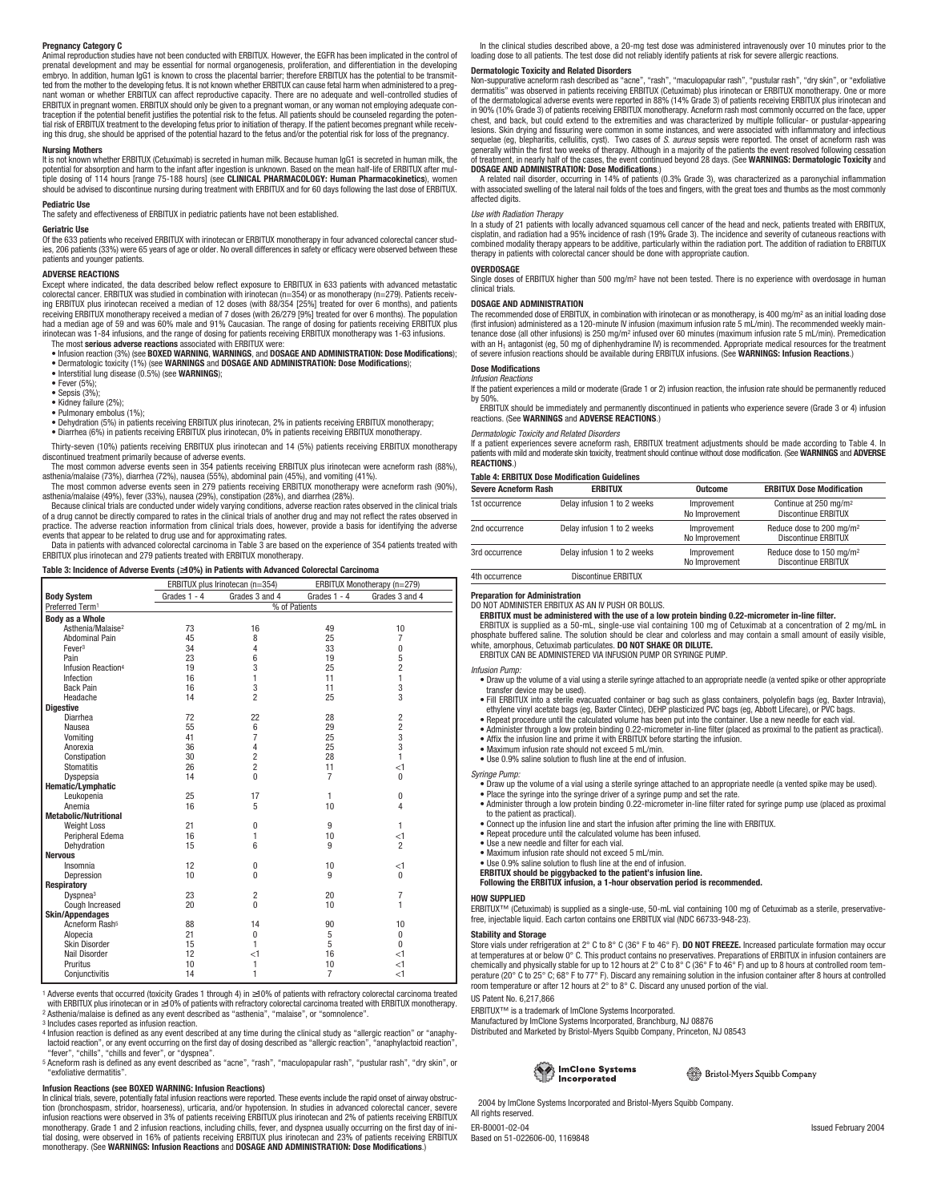**Pregnancy Category C**

Animal reproduction studies have not been conducted with ERBITUX. However, the EGFR has been implicated in the control of prenatal development and may be essential for normal organogenesis, proliferation, and differentiation in the developing embryo. In addition, human IgG1 is known to cross the placental barrier; therefore ERBITUX has the potential to be transmitted from the mother to the developing fetus. It is not known whether ERBITUX can cause fetal harm when administered to a pregnant woman or whether ERBITUX can affect reproductive capacity. There are no adequate and well-controlled studies of ERBITUX in pregnant women. ERBITUX should only be given to a pregnant woman, or any woman not employing adequate contraception if the potential benefit justifies the potential risk to the fetus. All patients should be counseled regarding the potential risk of ERBITUX treatment to the developing fetus prior to initiation of therapy. If the patient becomes pregnant while receiving this drug, she should be apprised of the potential hazard to the fetus and/or the potential risk for loss of the pregnancy.

**Nursing Mothers**

It is not known whether ERBITUX (Cetuximab) is secreted in human milk. Because human IgG1 is secreted in human milk, the potential for absorption and harm to the infant after ingestion is unknown. Based on the mean half-life of ERBITUX after multiple dosing of 114 hours [range 75-188 hours] (see **CLINICAL PHARMACOLOGY: Human Pharmacokinetics**), women should be advised to discontinue nursing during treatment with ERBITUX and for 60 days following the last dose of ERBITUX.

**Pediatric Use**

The safety and effectiveness of ERBITUX in pediatric patients have not been established.

**Geriatric Use**

Of the 633 patients who received ERBITUX with irinotecan or ERBITUX monotherapy in four advanced colorectal cancer studies, 206 patients (33%) were 65 years of age or older. No overall differences in safety or efficacy were observed between these patients and younger patients.

**ADVERSE REACTIONS**

Except where indicated, the data described below reflect exposure to ERBITUX in 633 patients with advanced metastatic colorectal cancer. ERBITUX was studied in combination with irinotecan (n=354) or as monotherapy (n=279). Patients receiving ERBITUX plus irinotecan received a median of 12 doses (with 88/354 [25%] treated for over 6 months), and patients receiving ERBITUX monotherapy received a median of 7 doses (with 26/279 [9%] treated for over 6 months). The population had a median age of 59 and was 60% male and 91% Caucasian. The range of dosing for patients receiving ERBITUX plus irinotecan was 1-84 infusions, and the range of dosing for patients receiving ERBITUX monotherapy was 1-63 infusions.

The most **serious adverse reactions** associated with ERBITUX were:

- Infusion reaction (3%) (see **BOXED WARNING**, **WARNINGS**, and **DOSAGE AND ADMINISTRATION: Dose Modifications**);
- Dermatologic toxicity (1%) (see **WARNINGS** and **DOSAGE AND ADMINISTRATION: Dose Modifications**);
- Interstitial lung disease (0.5%) (see **WARNINGS**);
- Fever (5%);
- Sepsis (3%);
- Kidney failure (2%);
- Pulmonary embolus (1%);
- Dehydration (5%) in patients receiving ERBITUX plus irinotecan, 2% in patients receiving ERBITUX monotherapy;
- Diarrhea (6%) in patients receiving ERBITUX plus irinotecan, 0% in patients receiving ERBITUX monotherapy.

Thirty-seven (10%) patients receiving ERBITUX plus irinotecan and 14 (5%) patients receiving ERBITUX monotherapy discontinued treatment primarily because of adverse events.

The most common adverse events seen in 354 patients receiving ERBITUX plus irinotecan were acneform rash (88%), asthenia/malaise (73%), diarrhea (72%), nausea (55%), abdominal pain (45%), and vomiting (41%).

The most common adverse events seen in 279 patients receiving ERBITUX monotherapy were acneform rash (90%), asthenia/malaise (49%), fever (33%), nausea (29%), constipation (28%), and diarrhea (28%).

Because clinical trials are conducted under widely varying conditions, adverse reaction rates observed in the clinical trials of a drug cannot be directly compared to rates in the clinical trials of another drug and may not reflect the rates observed in practice. The adverse reaction information from clinical trials does, however, provide a basis for identifying the adverse events that appear to be related to drug use and for approximating rates.

Data in patients with advanced colorectal carcinoma in Table 3 are based on the experience of 354 patients treated with ERBITUX plus irinotecan and 279 patients treated with ERBITUX monotherapy.

**Table 3: Incidence of Adverse Events (≥10%) in Patients with Advanced Colorectal Carcinoma**

| | ERBITUX plus Irinotecan (n=354) | | ERBITUX Monotherapy (n=279) | |
|---|---|---|---|---|
| **Body System** | Grades 1 - 4 | Grades 3 and 4 | Grades 1 - 4 | Grades 3 and 4 |
| Preferred Term[1] | % of Patients | | | |
| **Body as a Whole** | | | | |
| Asthenia/Malaise[2] | 73 | 16 | 49 | 10 |
| Abdominal Pain | 45 | 8 | 25 | 7 |
| Fever[3] | 34 | 4 | 33 | 0 |
| Pain | 23 | 6 | 19 | 5 |
| Infusion Reaction[4] | 19 | 3 | 25 | 2 |
| Infection | 16 | 1 | 11 | 1 |
| Back Pain | 16 | 3 | 11 | 3 |
| Headache | 14 | 2 | 25 | 3 |
| **Digestive** | | | | |
| Diarrhea | 72 | 22 | 28 | 2 |
| Nausea | 55 | 6 | 29 | 2 |
| Vomiting | 41 | 7 | 25 | 3 |
| Anorexia | 36 | 4 | 25 | 3 |
| Constipation | 30 | 2 | 28 | 1 |
| Stomatitis | 26 | 2 | 11 | <1 |
| Dyspepsia | 14 | 0 | 7 | 0 |
| **Hematic/Lymphatic** | | | | |
| Leukopenia | 25 | 17 | 1 | 0 |
| Anemia | 16 | 5 | 10 | 4 |
| **Metabolic/Nutritional** | | | | |
| Weight Loss | 21 | 0 | 9 | 1 |
| Peripheral Edema | 16 | 1 | 10 | <1 |
| Dehydration | 15 | 6 | 9 | 2 |
| **Nervous** | | | | |
| Insomnia | 12 | 0 | 10 | <1 |
| Depression | 10 | 0 | 9 | 0 |
| **Respiratory** | | | | |
| Dyspnea[3] | 23 | 2 | 20 | 7 |
| Cough Increased | 20 | 0 | 10 | 1 |
| **Skin/Appendages** | | | | |
| Acneform Rash[5] | 88 | 14 | 90 | 10 |
| Alopecia | 21 | 0 | 5 | 0 |
| Skin Disorder | 15 | 1 | 5 | 0 |
| Nail Disorder | 12 | <1 | 16 | <1 |
| Pruritus | 10 | 1 | 10 | <1 |
| Conjunctivitis | 14 | 1 | 7 | <1 |

[1] Adverse events that occurred (toxicity Grades 1 through 4) in ≥10% of patients with refractory colorectal carcinoma treated with ERBITUX plus irinotecan or in ≥10% of patients with refractory colorectal carcinoma treated with ERBITUX monotherapy.
[2] Asthenia/malaise is defined as any event described as "asthenia", "malaise", or "somnolence".
[3] Includes cases reported as infusion reaction.
[4] Infusion reaction is defined as any event described at any time during the clinical study as "allergic reaction" or "anaphylactoid reaction", or any event occurring on the first day of dosing described as "allergic reaction", "anaphylactoid reaction", "fever", "chills", "chills and fever", or "dyspnea".
[5] Acneform rash is defined as any event described as "acne", "rash", "maculopapular rash", "pustular rash", "dry skin", or "exfoliative dermatitis".

**Infusion Reactions (see BOXED WARNING: Infusion Reactions)**

In clinical trials, severe, potentially fatal infusion reactions were reported. These events include the rapid onset of airway obstruction (bronchospasm, stridor, hoarseness), urticaria, and/or hypotension. In studies in advanced colorectal cancer, severe infusion reactions were observed in 3% of patients receiving ERBITUX plus irinotecan and 2% of patients receiving ERBITUX monotherapy. Grade 1 and 2 infusion reactions, including chills, fever, and dyspnea usually occurring on the first day of initial dosing, were observed in 16% of patients receiving ERBITUX plus irinotecan and 23% of patients receiving ERBITUX monotherapy. (See **WARNINGS: Infusion Reactions** and **DOSAGE AND ADMINISTRATION: Dose Modifications**.)

In the clinical studies described above, a 20-mg test dose was administered intravenously over 10 minutes prior to the loading dose to all patients. The test dose did not reliably identify patients at risk for severe allergic reactions.

**Dermatologic Toxicity and Related Disorders**

Non-suppurative acneform rash described as "acne", "rash", "maculopapular rash", "pustular rash", "dry skin", or "exfoliative dermatitis" was observed in patients receiving ERBITUX (Cetuximab) plus irinotecan or ERBITUX monotherapy. One or more of the dermatological adverse events were reported in 88% (14% Grade 3) of patients receiving ERBITUX plus irinotecan and in 90% (10% Grade 3) of patients receiving ERBITUX monotherapy. Acneform rash most commonly occurred on the face, upper chest, and back, but could extend to the extremities and was characterized by multiple follicular- or pustular-appearing lesions. Skin drying and fissuring were common in some instances, and were associated with inflammatory and infectious sequelae (eg, blepharitis, cellulitis, cyst). Two cases of *S. aureus* sepsis were reported. The onset of acneform rash was generally within the first two weeks of therapy. Although in a majority of the patients the event resolved following cessation of treatment, in nearly half of the cases, the event continued beyond 28 days. (See **WARNINGS: Dermatologic Toxicity** and **DOSAGE AND ADMINISTRATION: Dose Modifications**.)

A related nail disorder, occurring in 14% of patients (0.3% Grade 3), was characterized as a paronychial inflammation with associated swelling of the lateral nail folds of the toes and fingers, with the great toes and thumbs as the most commonly affected digits.

*Use with Radiation Therapy*

In a study of 21 patients with locally advanced squamous cell cancer of the head and neck, patients treated with ERBITUX, cisplatin, and radiation had a 95% incidence of rash (19% Grade 3). The incidence and severity of cutaneous reactions with combined modality therapy appears to be additive, particularly within the radiation port. The addition of radiation to ERBITUX therapy in patients with colorectal cancer should be done with appropriate caution.

**OVERDOSAGE**

Single doses of ERBITUX higher than 500 mg/m² have not been tested. There is no experience with overdosage in human clinical trials.

**DOSAGE AND ADMINISTRATION**

The recommended dose of ERBITUX, in combination with irinotecan or as monotherapy, is 400 mg/m² as an initial loading dose (first infusion) administered as a 120-minute IV infusion (maximum infusion rate 5 mL/min). The recommended weekly maintenance dose (all other infusions) is 250 mg/m² infused over 60 minutes (maximum infusion rate 5 mL/min). Premedication with an $H_1$ antagonist (eg, 50 mg of diphenhydramine IV) is recommended. Appropriate medical resources for the treatment of severe infusion reactions should be available during ERBITUX infusions. (See **WARNINGS: Infusion Reactions**.)

**Dose Modifications**

*Infusion Reactions*

If the patient experiences a mild or moderate (Grade 1 or 2) infusion reaction, the infusion rate should be permanently reduced by 50%.

ERBITUX should be immediately and permanently discontinued in patients who experience severe (Grade 3 or 4) infusion reactions. (See **WARNINGS** and **ADVERSE REACTIONS**.)

*Dermatologic Toxicity and Related Disorders*

If a patient experiences severe acneform rash, ERBITUX treatment adjustments should be made according to Table 4. In patients with mild and moderate skin toxicity, treatment should continue without dose modification. (See **WARNINGS** and **ADVERSE REACTIONS**.)

**Table 4: ERBITUX Dose Modification Guidelines**

| Severe Acneform Rash | ERBITUX | Outcome | ERBITUX Dose Modification |
|---|---|---|---|
| 1st occurrence | Delay infusion 1 to 2 weeks | Improvement<br>No Improvement | Continue at 250 mg/m²<br>Discontinue ERBITUX |
| 2nd occurrence | Delay infusion 1 to 2 weeks | Improvement<br>No Improvement | Reduce dose to 200 mg/m²<br>Discontinue ERBITUX |
| 3rd occurrence | Delay infusion 1 to 2 weeks | Improvement<br>No Improvement | Reduce dose to 150 mg/m²<br>Discontinue ERBITUX |
| 4th occurrence | Discontinue ERBITUX | | |

**Preparation for Administration**

DO NOT ADMINISTER ERBITUX AS AN IV PUSH OR BOLUS.

**ERBITUX must be administered with the use of a low protein binding 0.22-micrometer in-line filter.**

ERBITUX is supplied as a 50-mL, single-use vial containing 100 mg of Cetuximab at a concentration of 2 mg/mL in phosphate buffered saline. The solution should be clear and colorless and may contain a small amount of easily visible, white, amorphous, Cetuximab particulates. **DO NOT SHAKE OR DILUTE.**

ERBITUX CAN BE ADMINISTERED VIA INFUSION PUMP OR SYRINGE PUMP.

*Infusion Pump:*

- Draw up the volume of a vial using a sterile syringe attached to an appropriate needle (a vented spike or other appropriate transfer device may be used).
- Fill ERBITUX into a sterile evacuated container or bag such as glass containers, polyolefin bags (eg, Baxter Intravia), ethylene vinyl acetate bags (eg, Baxter Clintec), DEHP plasticized PVC bags (eg, Abbott Lifecare), or PVC bags.
- Repeat procedure until the calculated volume has been put into the container. Use a new needle for each vial.
- Administer through a low protein binding 0.22-micrometer in-line filter (placed as proximal to the patient as practical).
- Affix the infusion line and prime it with ERBITUX before starting the infusion.
- Maximum infusion rate should not exceed 5 mL/min.
- Use 0.9% saline solution to flush line at the end of infusion.

*Syringe Pump:*

- Draw up the volume of a vial using a sterile syringe attached to an appropriate needle (a vented spike may be used).
- Place the syringe into the syringe driver of a syringe pump and set the rate.
- Administer through a low protein binding 0.22-micrometer in-line filter rated for syringe pump use (placed as proximal to the patient as practical).
- Connect up the infusion line and start the infusion after priming the line with ERBITUX.
- Repeat procedure until the calculated volume has been infused.
- Use a new needle and filter for each vial.
- Maximum infusion rate should not exceed 5 mL/min.
- Use 0.9% saline solution to flush line at the end of infusion.

**ERBITUX should be piggybacked to the patient's infusion line.**

**Following the ERBITUX infusion, a 1-hour observation period is recommended.**

**HOW SUPPLIED**

ERBITUX™ (Cetuximab) is supplied as a single-use, 50-mL vial containing 100 mg of Cetuximab as a sterile, preservative-free, injectable liquid. Each carton contains one ERBITUX vial (NDC 66733-948-23).

**Stability and Storage**

Store vials under refrigeration at 2° C to 8° C (36° F to 46° F). **DO NOT FREEZE.** Increased particulate formation may occur at temperatures at or below 0° C. This product contains no preservatives. Preparations of ERBITUX in infusion containers are chemically and physically stable for up to 12 hours at 2° C to 8° C (36° F to 46° F) and up to 8 hours at controlled room temperature (20° C to 25° C; 68° F to 77° F). Discard any remaining solution in the infusion container after 8 hours at controlled room temperature or after 12 hours at 2° to 8° C. Discard any unused portion of the vial.

US Patent No. 6,217,866

ERBITUX™ is a trademark of ImClone Systems Incorporated.

Manufactured by ImClone Systems Incorporated, Branchburg, NJ 08876

Distributed and Marketed by Bristol-Myers Squibb Company, Princeton, NJ 08543

ImClone Systems Incorporated

Bristol-Myers Squibb Company

2004 by ImClone Systems Incorporated and Bristol-Myers Squibb Company.
All rights reserved.

ER-B0001-02-04

Based on 51-022606-00, 1169848

Issued February 2004